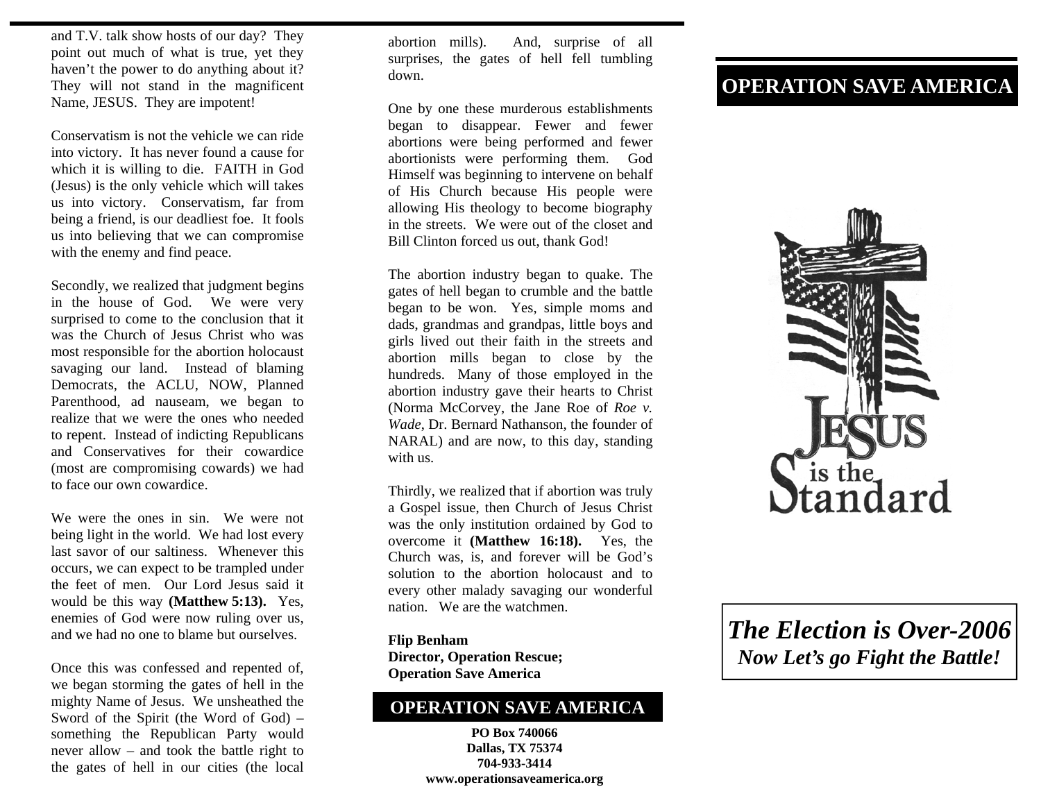and T.V. talk show hosts of our day? They point out much of what is true, yet they haven't the power to do anything about it? They will not stand in the magnificent Name, JESUS. They are impotent!

Conservatism is not the vehicle we can ride into victory. It has never found a cause for which it is willing to die. FAITH in God (Jesus) is the only vehicle which will takes us into victory. Conservatism, far from being a friend, is our deadliest foe. It fools us into believing that we can compromise with the enemy and find peace.

Secondly, we realized that judgment begins in the house of God. We were very surprised to come to the conclusion that it was the Church of Jesus Christ who was most responsible for the abortion holocaust savaging our land. Instead of blaming Democrats, the ACLU, NOW, Planned Parenthood, ad nauseam, we began to realize that we were the ones who needed to repent. Instead of indicting Republicans and Conservatives for their cowardice (most are compromising cowards) we had to face our own cowardice.

We were the ones in sin. We were not being light in the world. We had lost every last savor of our saltiness. Whenever this occurs, we can expect to be trampled under the feet of men. Our Lord Jesus said it would be this way **(Matthew 5:13).** Yes, enemies of God were now ruling over us, and we had no one to blame but ourselves.

Once this was confessed and repented of, we began storming the gates of hell in the mighty Name of Jesus. We unsheathed the Sword of the Spirit (the Word of God) – something the Republican Party would never allow – and took the battle right to the gates of hell in our cities (the local abortion mills). And, surprise of all surprises, the gates of hell fell tumbling down.

One by one these murderous establishments began to disappear. Fewer and fewer abortions were being performed and fewer abortionists were performing them. God Himself was beginning to intervene on behalf of His Church because His people were allowing His theology to become biography in the streets. We were out of the closet and Bill Clinton forced us out, thank God!

The abortion industry began to quake. The gates of hell began to crumble and the battle began to be won. Yes, simple moms and dads, grandmas and grandpas, little boys and girls lived out their faith in the streets and abortion mills began to close by the hundreds. Many of those employed in the abortion industry gave their hearts to Christ (Norma McCorvey, the Jane Roe of *Roe v. Wade*, Dr. Bernard Nathanson, the founder of NARAL) and are now, to this day, standing with us.

Thirdly, we realized that if abortion was truly a Gospel issue, then Church of Jesus Christ was the only institution ordained by God to overcome it **(Matthew 16:18).** Yes, the Church was, is, and forever will be God's solution to the abortion holocaust and to every other malady savaging our wonderful nation. We are the watchmen.

**Flip Benham**
**Director, Operation Rescue;**
**Operation Save America**

## OPERATION SAVE AMERICA

**PO Box 740066**
**Dallas, TX 75374**
**704-933-3414**
**www.operationsaveamerica.org**

# OPERATION SAVE AMERICA

JESUS is the Standard

***The Election is Over-2006***
***Now Let's go Fight the Battle!***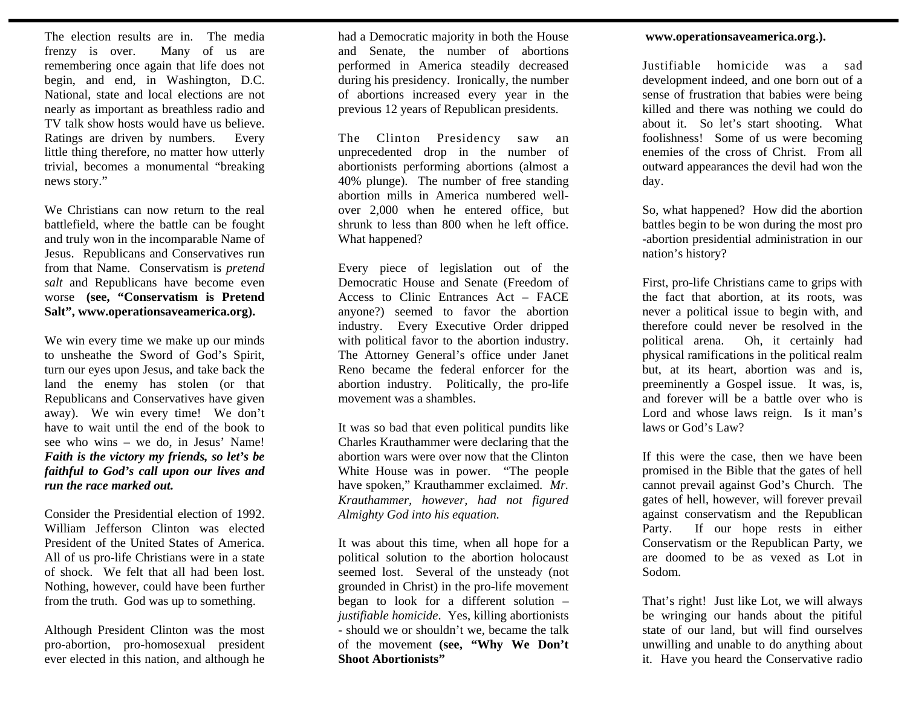The election results are in. The media frenzy is over. Many of us are remembering once again that life does not begin, and end, in Washington, D.C. National, state and local elections are not nearly as important as breathless radio and TV talk show hosts would have us believe. Ratings are driven by numbers. Every little thing therefore, no matter how utterly trivial, becomes a monumental "breaking news story."

We Christians can now return to the real battlefield, where the battle can be fought and truly won in the incomparable Name of Jesus. Republicans and Conservatives run from that Name. Conservatism is *pretend salt* and Republicans have become even worse **(see, "Conservatism is Pretend Salt", www.operationsaveamerica.org).**

We win every time we make up our minds to unsheathe the Sword of God's Spirit, turn our eyes upon Jesus, and take back the land the enemy has stolen (or that Republicans and Conservatives have given away). We win every time! We don't have to wait until the end of the book to see who wins – we do, in Jesus' Name! ***Faith is the victory my friends, so let's be faithful to God's call upon our lives and run the race marked out.***

Consider the Presidential election of 1992. William Jefferson Clinton was elected President of the United States of America. All of us pro-life Christians were in a state of shock. We felt that all had been lost. Nothing, however, could have been further from the truth. God was up to something.

Although President Clinton was the most pro-abortion, pro-homosexual president ever elected in this nation, and although he had a Democratic majority in both the House and Senate, the number of abortions performed in America steadily decreased during his presidency. Ironically, the number of abortions increased every year in the previous 12 years of Republican presidents.

The Clinton Presidency saw an unprecedented drop in the number of abortionists performing abortions (almost a 40% plunge). The number of free standing abortion mills in America numbered well-over 2,000 when he entered office, but shrunk to less than 800 when he left office. What happened?

Every piece of legislation out of the Democratic House and Senate (Freedom of Access to Clinic Entrances Act – FACE anyone?) seemed to favor the abortion industry. Every Executive Order dripped with political favor to the abortion industry. The Attorney General's office under Janet Reno became the federal enforcer for the abortion industry. Politically, the pro-life movement was a shambles.

It was so bad that even political pundits like Charles Krauthammer were declaring that the abortion wars were over now that the Clinton White House was in power. "The people have spoken," Krauthammer exclaimed. *Mr. Krauthammer, however, had not figured Almighty God into his equation.*

It was about this time, when all hope for a political solution to the abortion holocaust seemed lost. Several of the unsteady (not grounded in Christ) in the pro-life movement began to look for a different solution – *justifiable homicide*. Yes, killing abortionists - should we or shouldn't we, became the talk of the movement **(see, "Why We Don't Shoot Abortionists" www.operationsaveamerica.org.).**

Justifiable homicide was a sad development indeed, and one born out of a sense of frustration that babies were being killed and there was nothing we could do about it. So let's start shooting. What foolishness! Some of us were becoming enemies of the cross of Christ. From all outward appearances the devil had won the day.

So, what happened? How did the abortion battles begin to be won during the most pro-abortion presidential administration in our nation's history?

First, pro-life Christians came to grips with the fact that abortion, at its roots, was never a political issue to begin with, and therefore could never be resolved in the political arena. Oh, it certainly had physical ramifications in the political realm but, at its heart, abortion was and is, preeminently a Gospel issue. It was, is, and forever will be a battle over who is Lord and whose laws reign. Is it man's laws or God's Law?

If this were the case, then we have been promised in the Bible that the gates of hell cannot prevail against God's Church. The gates of hell, however, will forever prevail against conservatism and the Republican Party. If our hope rests in either Conservatism or the Republican Party, we are doomed to be as vexed as Lot in Sodom.

That's right! Just like Lot, we will always be wringing our hands about the pitiful state of our land, but will find ourselves unwilling and unable to do anything about it. Have you heard the Conservative radio